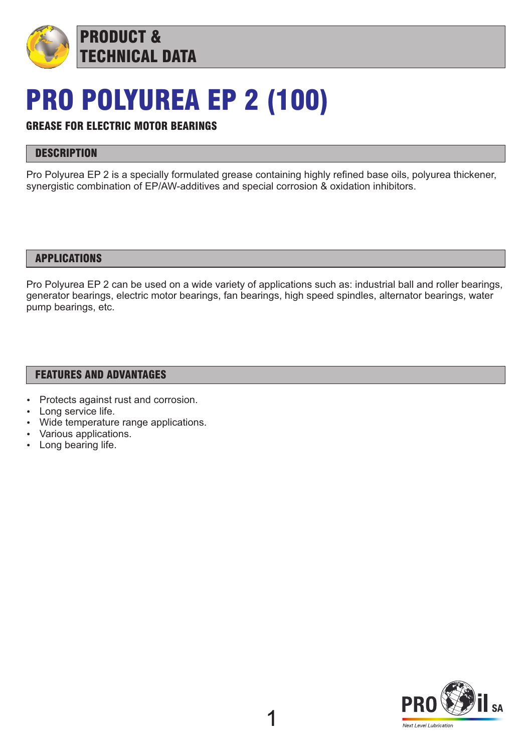PRODUCT & TECHNICAL DATA

# PRO POLYUREA EP 2 (100)

**GREASE FOR ELECTRIC MOTOR BEARINGS**

## DESCRIPTION

Pro Polyurea EP 2 is a specially formulated grease containing highly refined base oils, polyurea thickener, synergistic combination of EP/AW-additives and special corrosion & oxidation inhibitors.

## APPLICATIONS

Pro Polyurea EP 2 can be used on a wide variety of applications such as: industrial ball and roller bearings, generator bearings, electric motor bearings, fan bearings, high speed spindles, alternator bearings, water pump bearings, etc.

## FEATURES AND ADVANTAGES

- Protects against rust and corrosion.
- Long service life.
- Wide temperature range applications.
- Various applications.
- Long bearing life.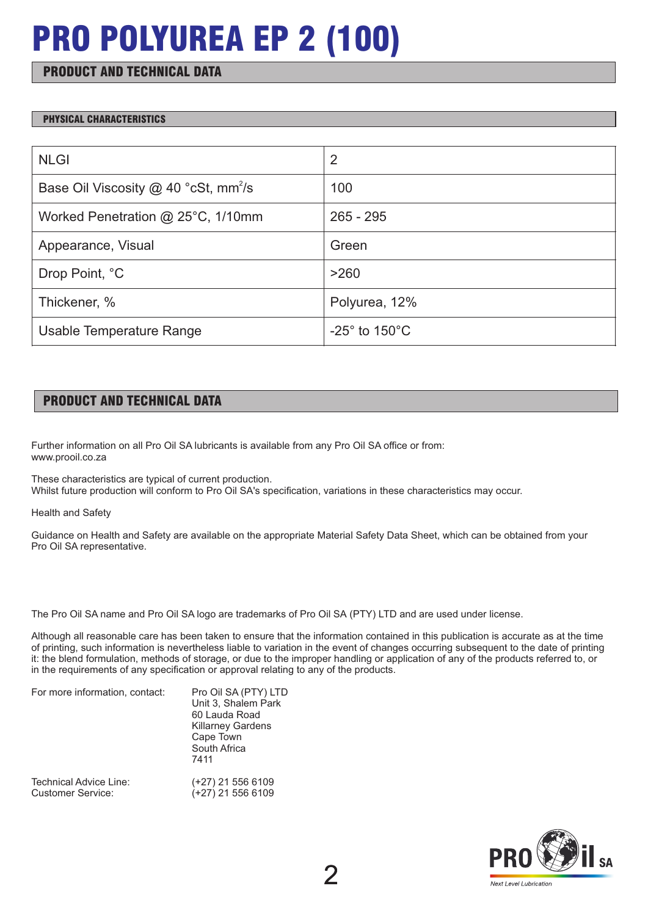# PRO POLYUREA EP 2 (100)

## PRODUCT AND TECHNICAL DATA

### PHYSICAL CHARACTERISTICS

| | |
|---|---|
| NLGI | 2 |
| Base Oil Viscosity @ 40 °cSt, $mm^2/s$ | 100 |
| Worked Penetration @ 25°C, 1/10mm | 265 - 295 |
| Appearance, Visual | Green |
| Drop Point, °C | >260 |
| Thickener, % | Polyurea, 12% |
| Usable Temperature Range | -25° to 150°C |

## PRODUCT AND TECHNICAL DATA

Further information on all Pro Oil SA lubricants is available from any Pro Oil SA office or from:
www.prooil.co.za

These characteristics are typical of current production.
Whilst future production will conform to Pro Oil SA's specification, variations in these characteristics may occur.

Health and Safety

Guidance on Health and Safety are available on the appropriate Material Safety Data Sheet, which can be obtained from your Pro Oil SA representative.

The Pro Oil SA name and Pro Oil SA logo are trademarks of Pro Oil SA (PTY) LTD and are used under license.

Although all reasonable care has been taken to ensure that the information contained in this publication is accurate as at the time of printing, such information is nevertheless liable to variation in the event of changes occurring subsequent to the date of printing it: the blend formulation, methods of storage, or due to the improper handling or application of any of the products referred to, or in the requirements of any specification or approval relating to any of the products.

For more information, contact:

Pro Oil SA (PTY) LTD
Unit 3, Shalem Park
60 Lauda Road
Killarney Gardens
Cape Town
South Africa
7411

Technical Advice Line: (+27) 21 556 6109
Customer Service: (+27) 21 556 6109

PRO Oil SA
Next Level Lubrication